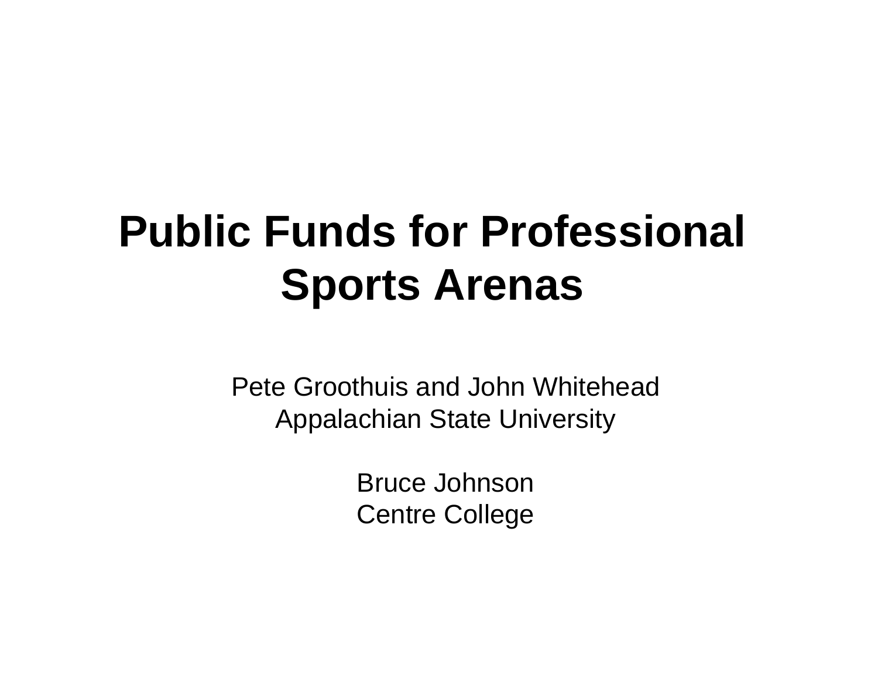# Public Funds for Professional Sports Arenas

Pete Groothuis and John Whitehead
Appalachian State University

Bruce Johnson
Centre College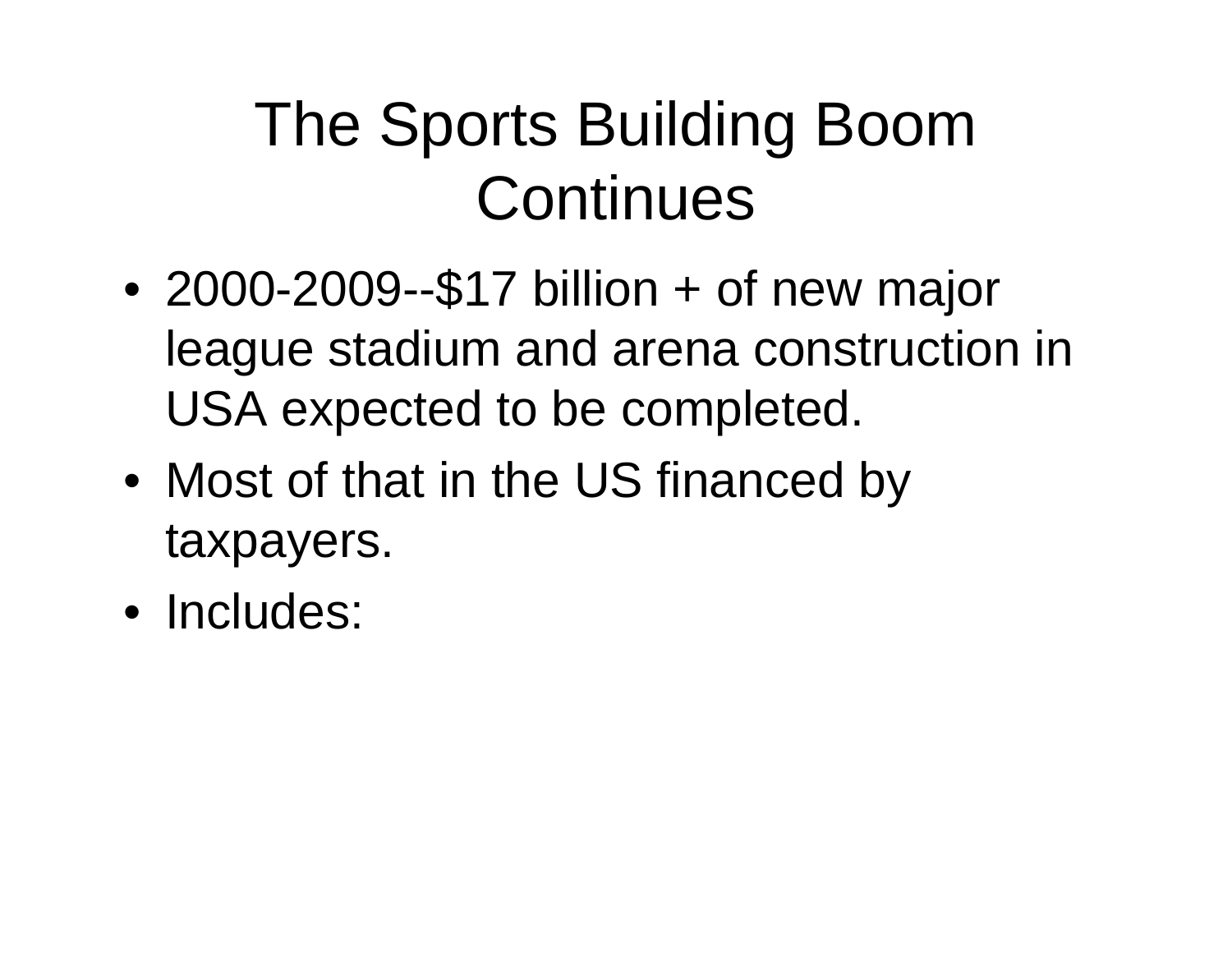# The Sports Building Boom Continues

- 2000-2009--$17 billion + of new major league stadium and arena construction in USA expected to be completed.
- Most of that in the US financed by taxpayers.
- Includes: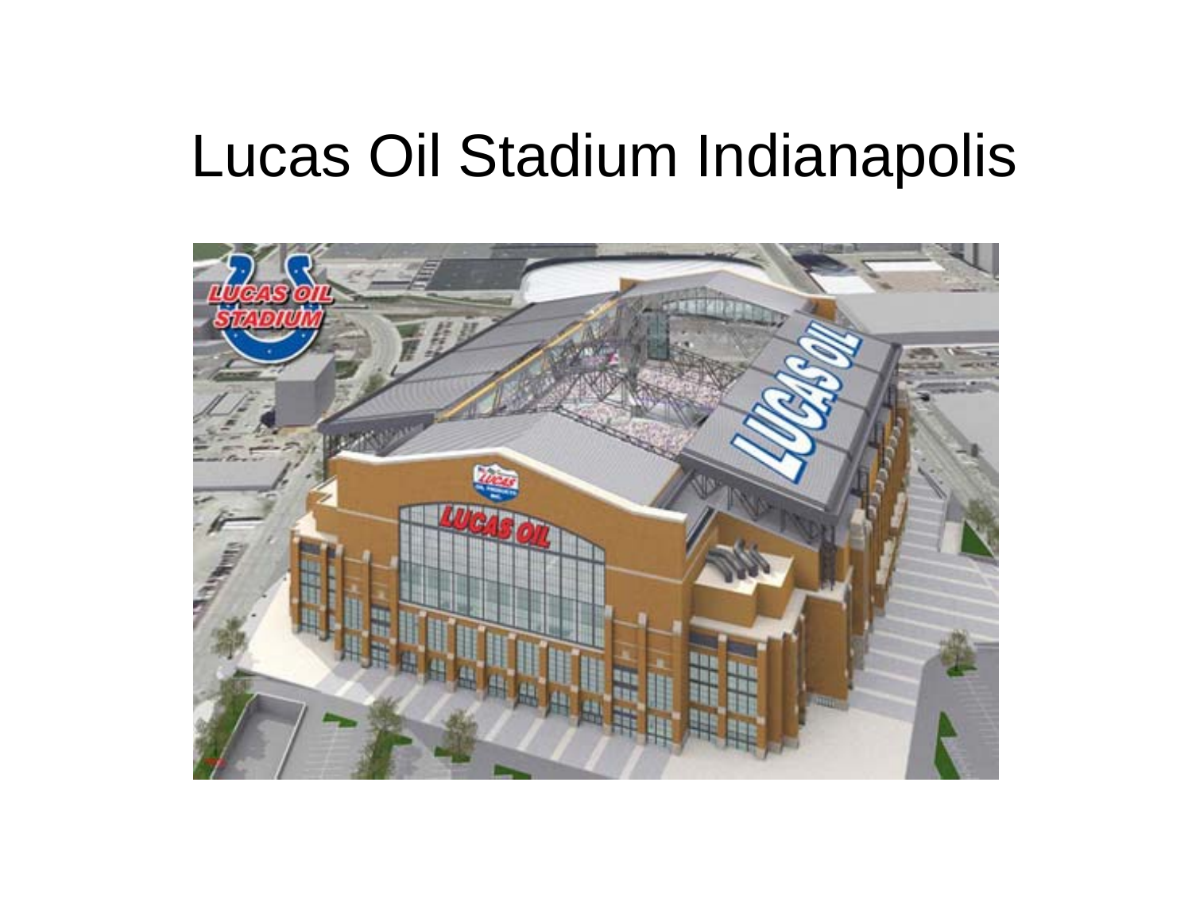# Lucas Oil Stadium Indianapolis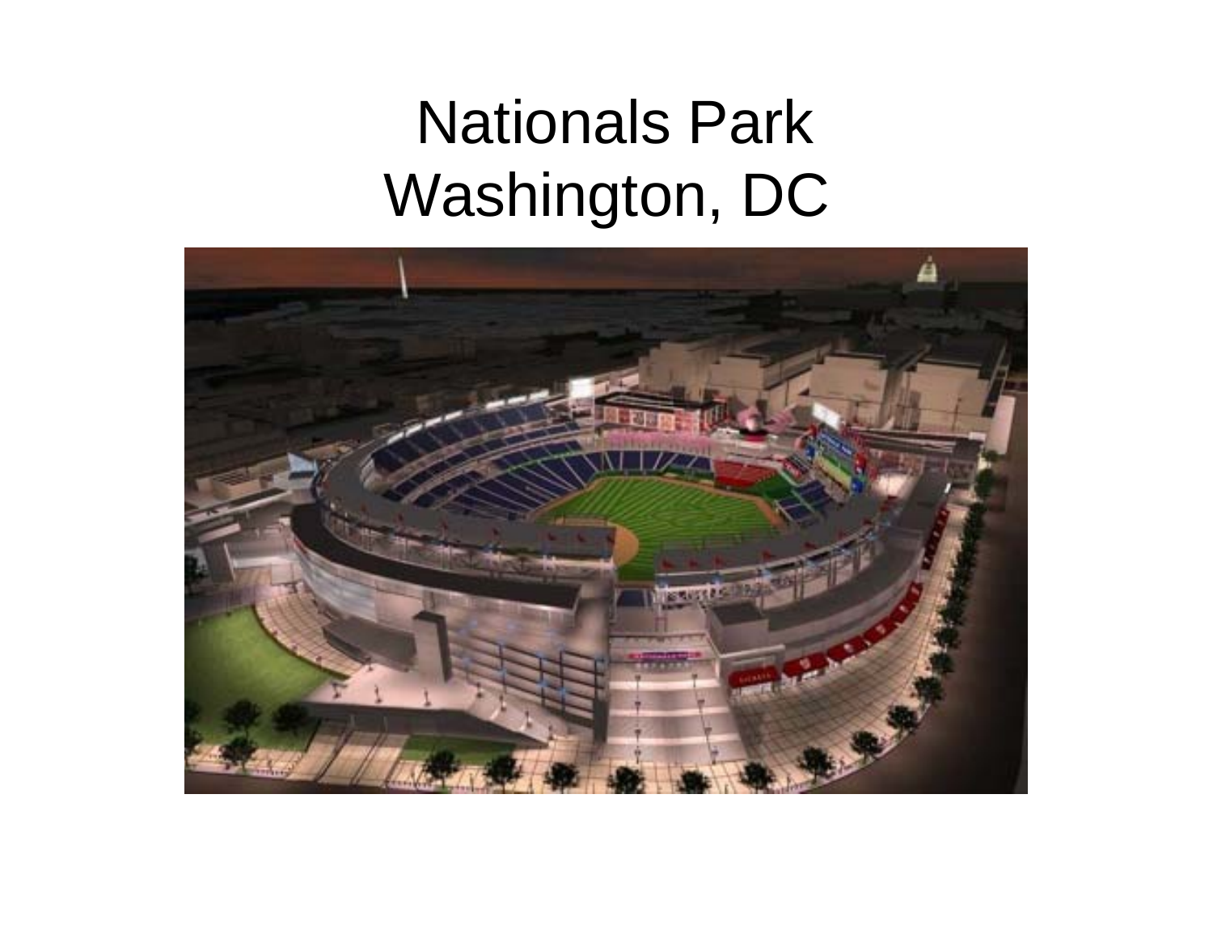# Nationals Park
# Washington, DC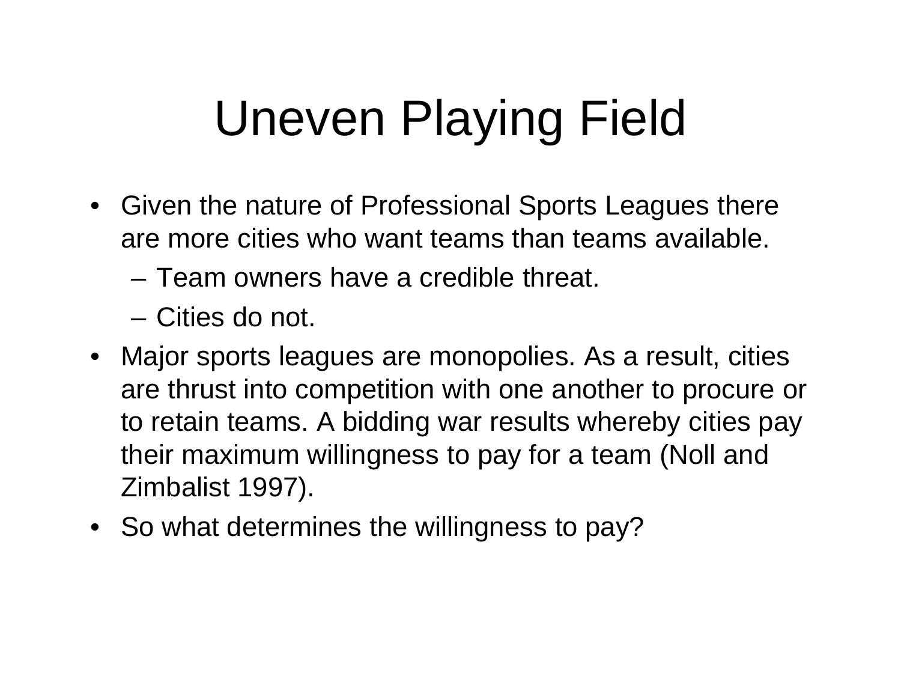# Uneven Playing Field

- Given the nature of Professional Sports Leagues there are more cities who want teams than teams available.
  - Team owners have a credible threat.
  - Cities do not.
- Major sports leagues are monopolies. As a result, cities are thrust into competition with one another to procure or to retain teams. A bidding war results whereby cities pay their maximum willingness to pay for a team (Noll and Zimbalist 1997).
- So what determines the willingness to pay?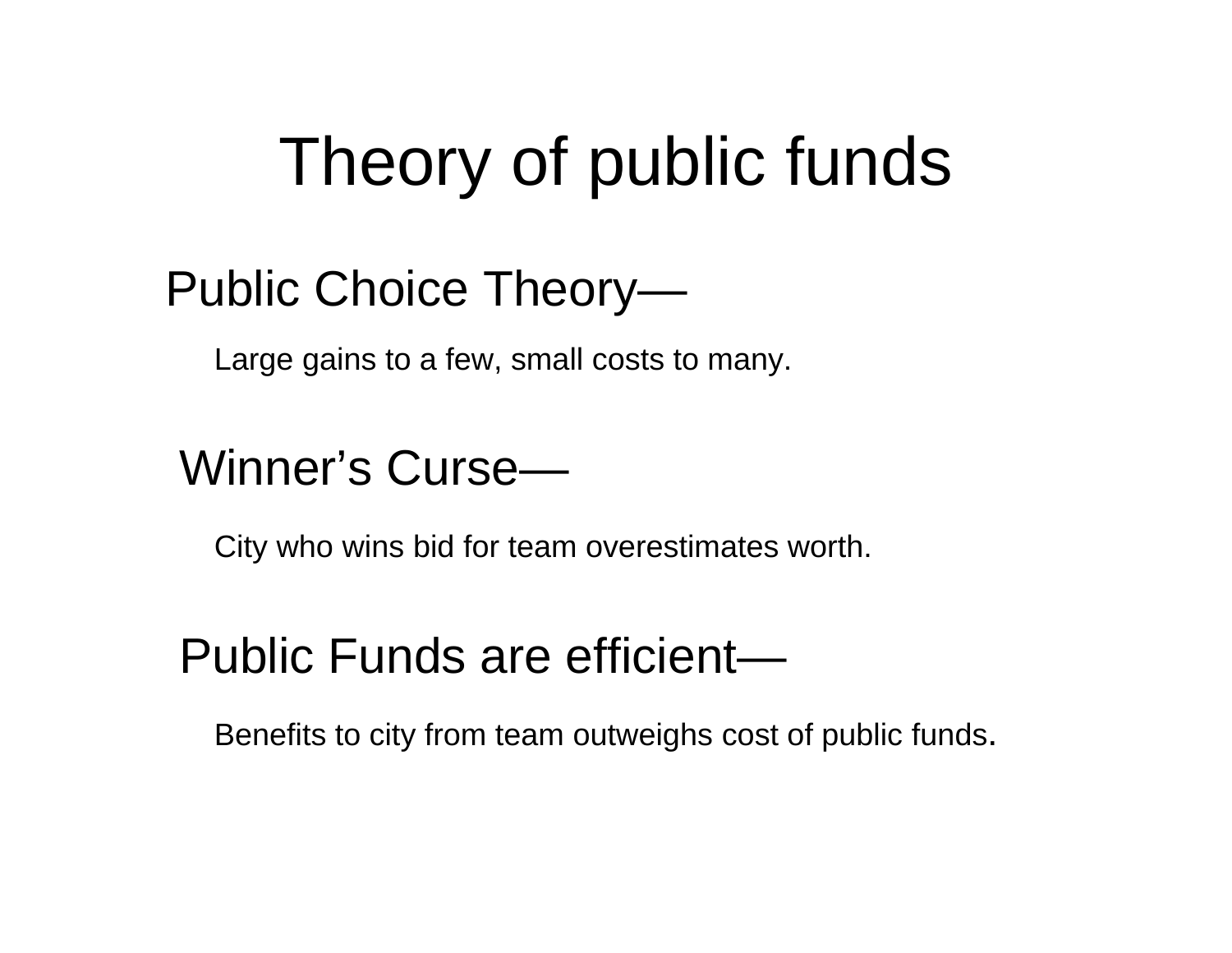# Theory of public funds

## Public Choice Theory—

Large gains to a few, small costs to many.

## Winner's Curse—

City who wins bid for team overestimates worth.

## Public Funds are efficient—

Benefits to city from team outweighs cost of public funds.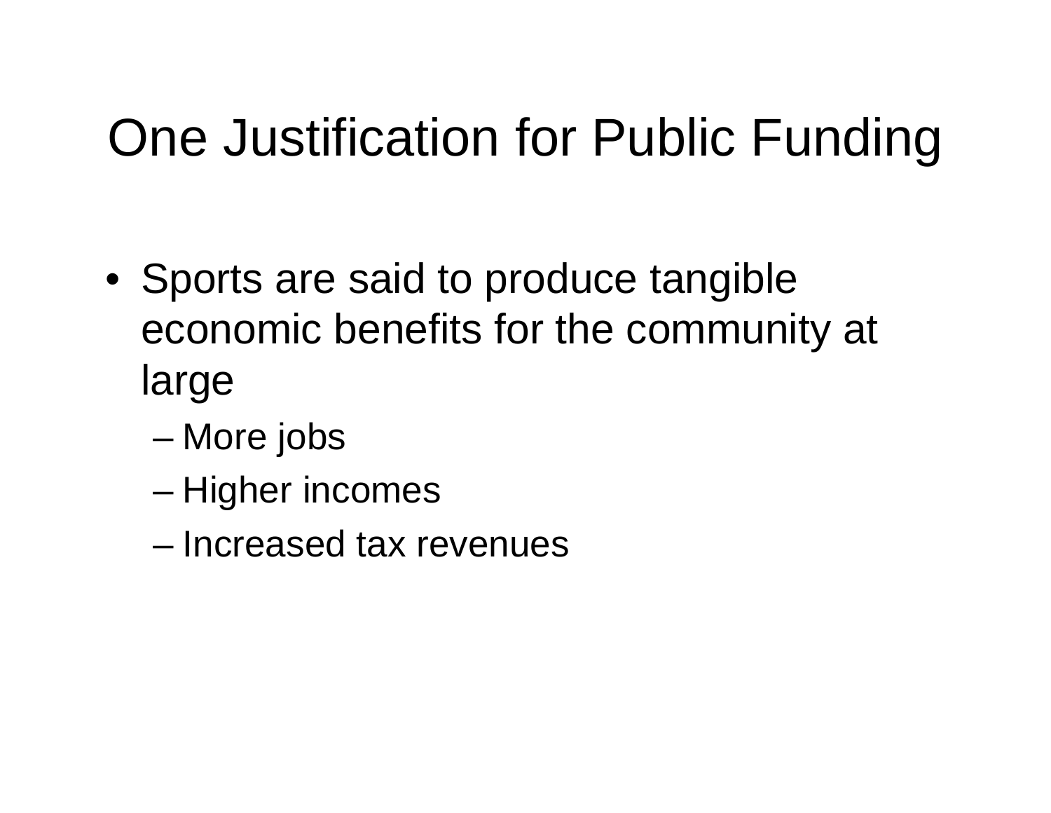# One Justification for Public Funding

- Sports are said to produce tangible economic benefits for the community at large
  - More jobs
  - Higher incomes
  - Increased tax revenues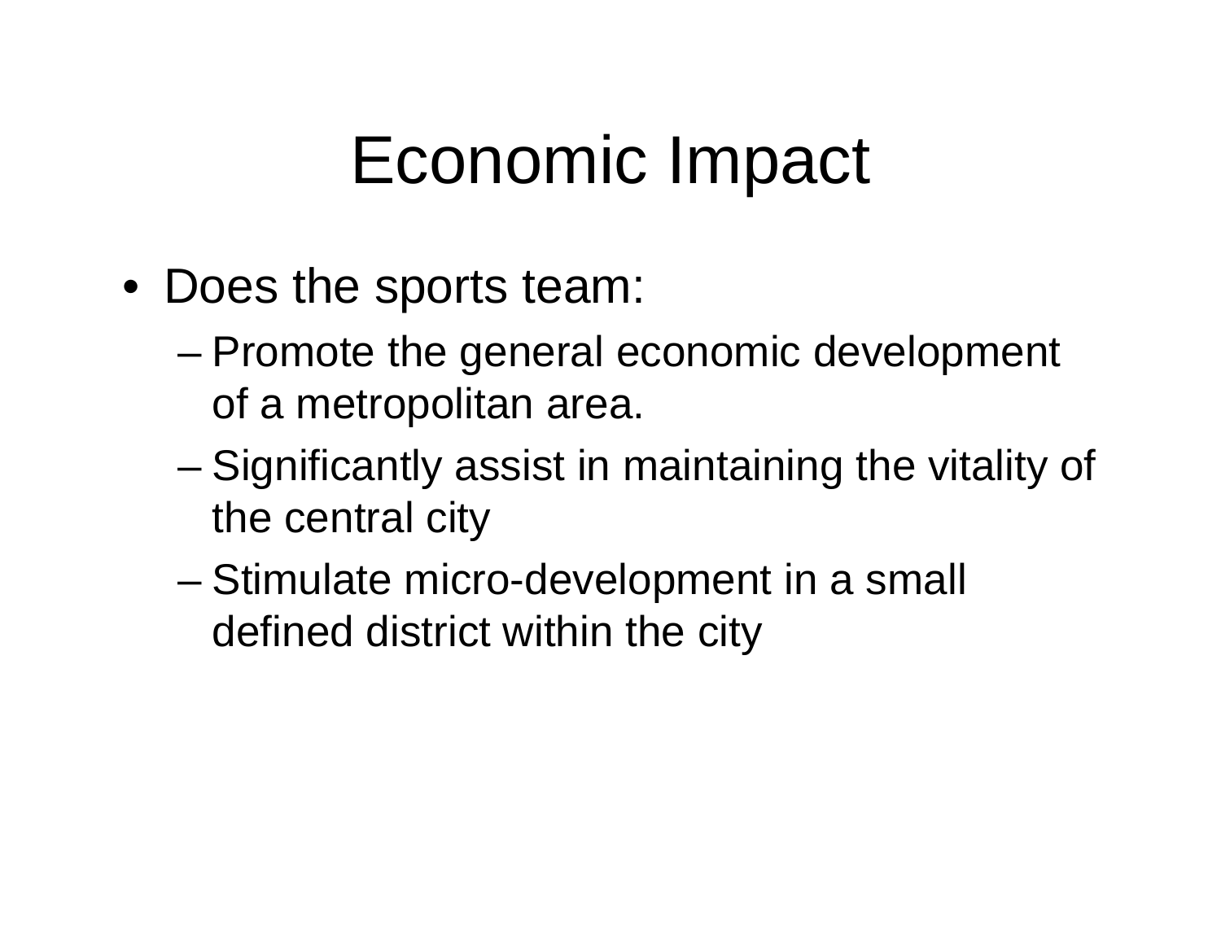# Economic Impact

- Does the sports team:
  - Promote the general economic development of a metropolitan area.
  - Significantly assist in maintaining the vitality of the central city
  - Stimulate micro-development in a small defined district within the city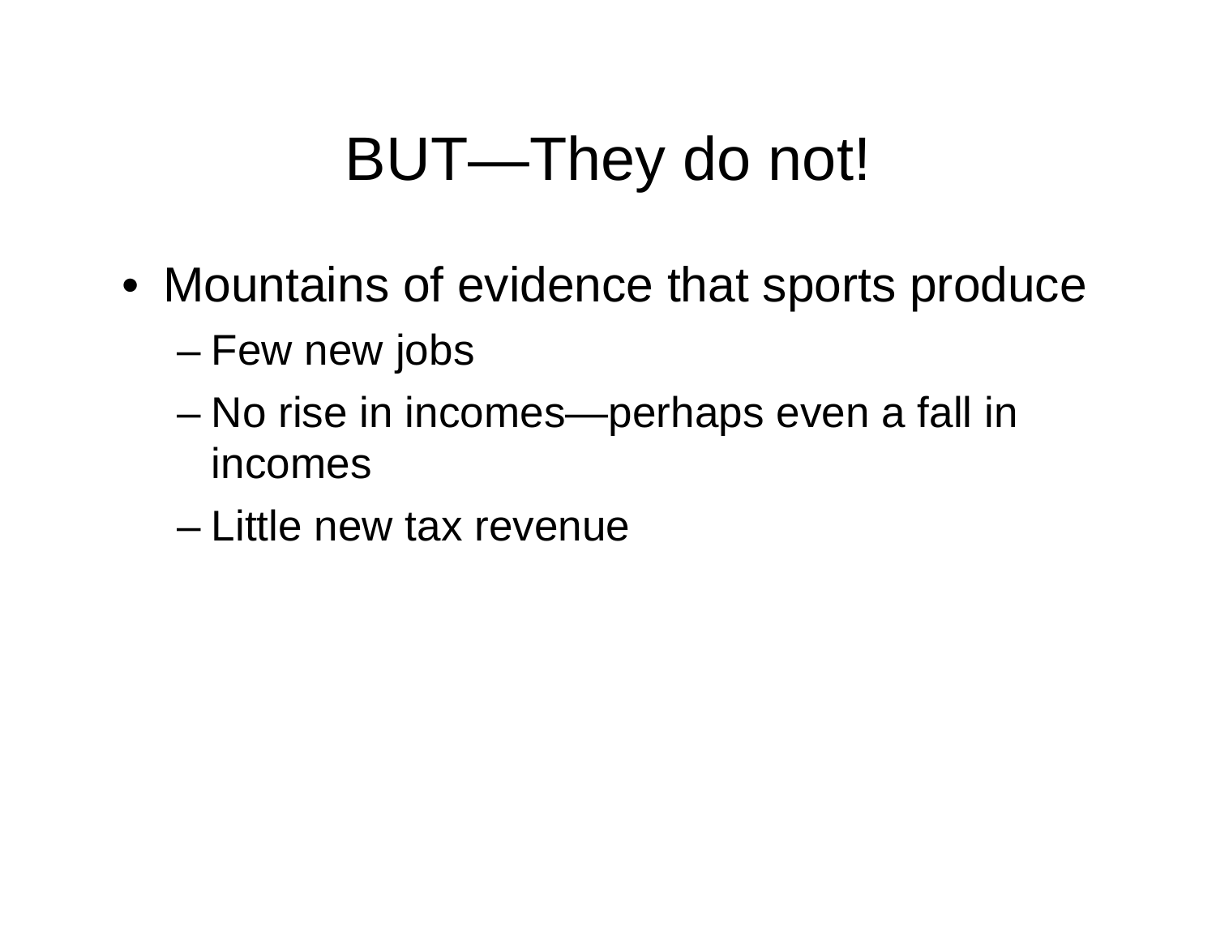# BUT—They do not!

- Mountains of evidence that sports produce
  - Few new jobs
  - No rise in incomes—perhaps even a fall in incomes
  - Little new tax revenue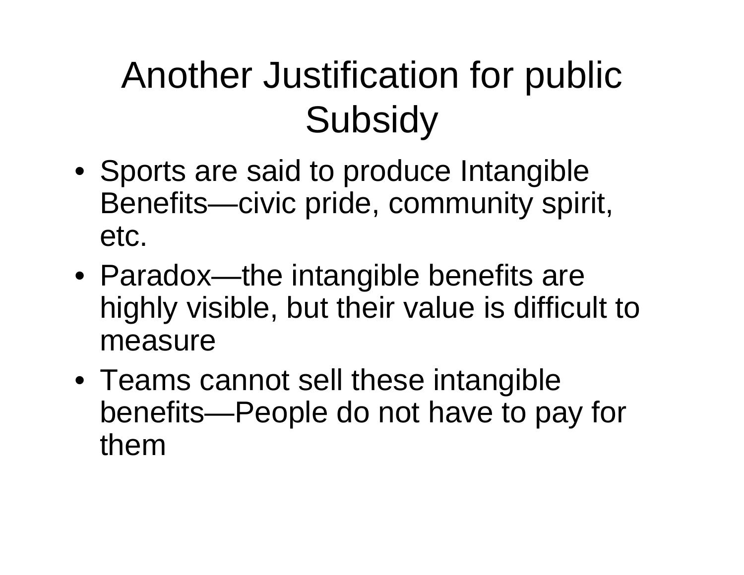# Another Justification for public Subsidy

- Sports are said to produce Intangible Benefits—civic pride, community spirit, etc.
- Paradox—the intangible benefits are highly visible, but their value is difficult to measure
- Teams cannot sell these intangible benefits—People do not have to pay for them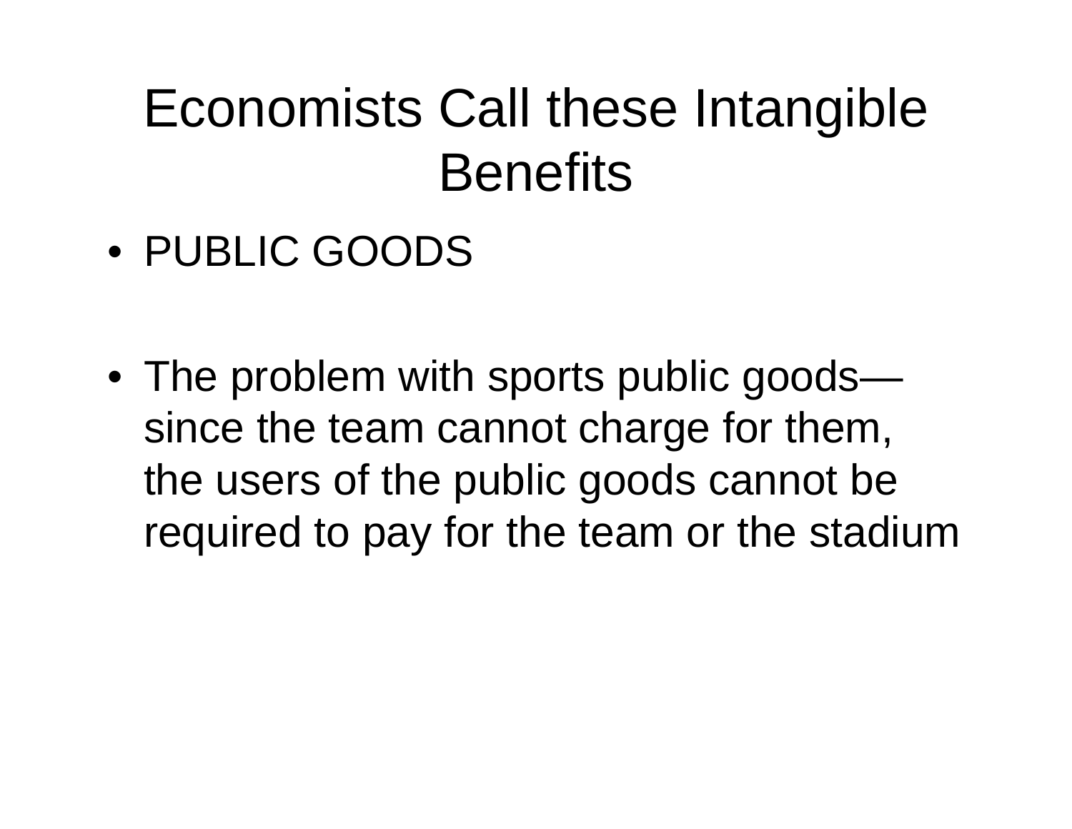# Economists Call these Intangible Benefits

- PUBLIC GOODS

- The problem with sports public goods—since the team cannot charge for them, the users of the public goods cannot be required to pay for the team or the stadium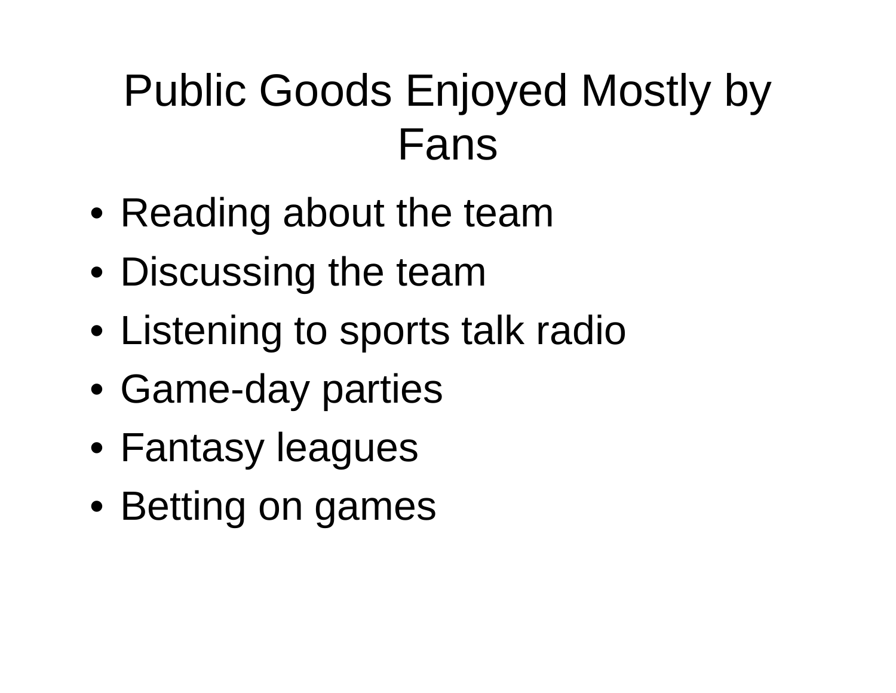# Public Goods Enjoyed Mostly by Fans

- Reading about the team
- Discussing the team
- Listening to sports talk radio
- Game-day parties
- Fantasy leagues
- Betting on games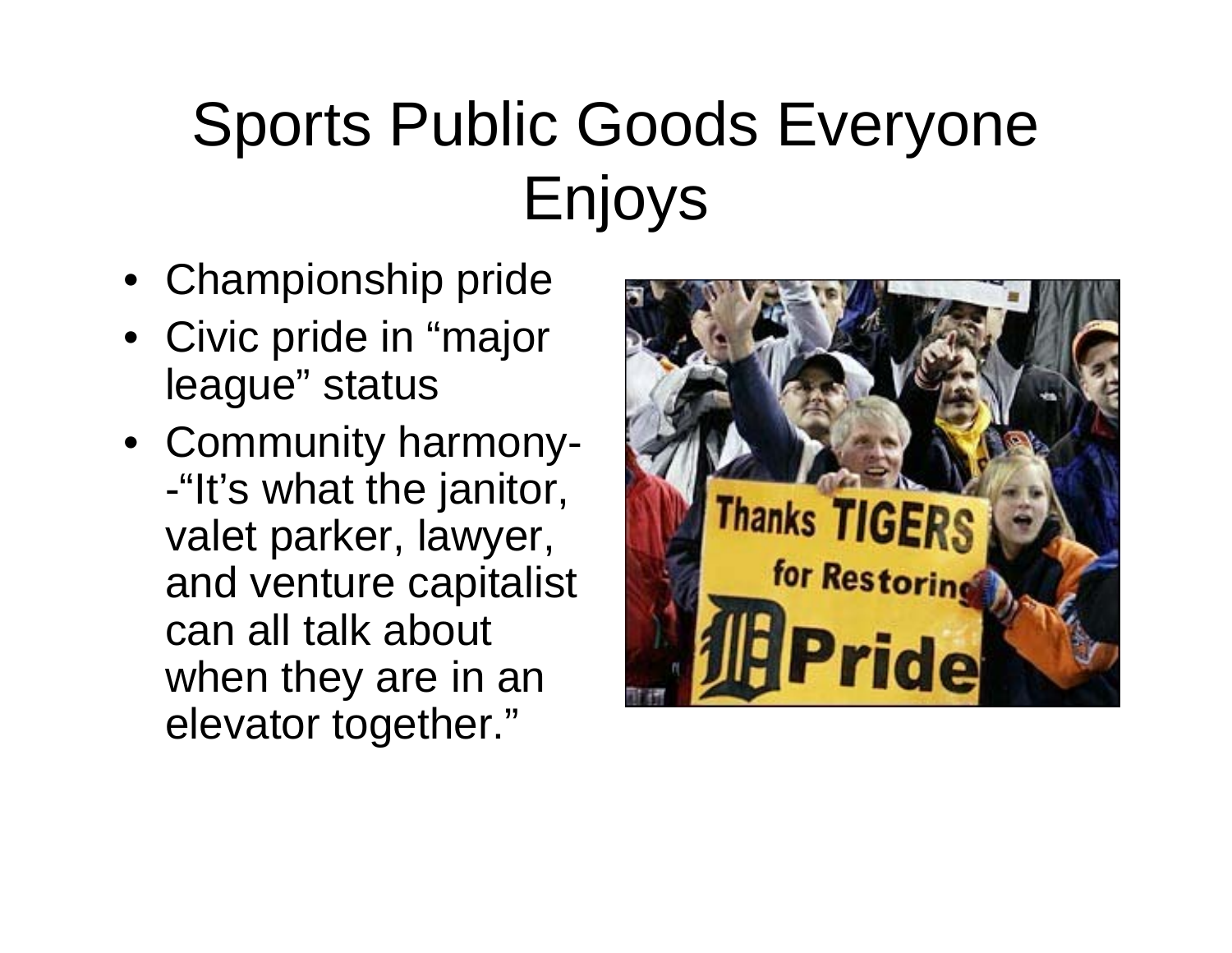# Sports Public Goods Everyone Enjoys

- Championship pride
- Civic pride in "major league" status
- Community harmony--"It's what the janitor, valet parker, lawyer, and venture capitalist can all talk about when they are in an elevator together."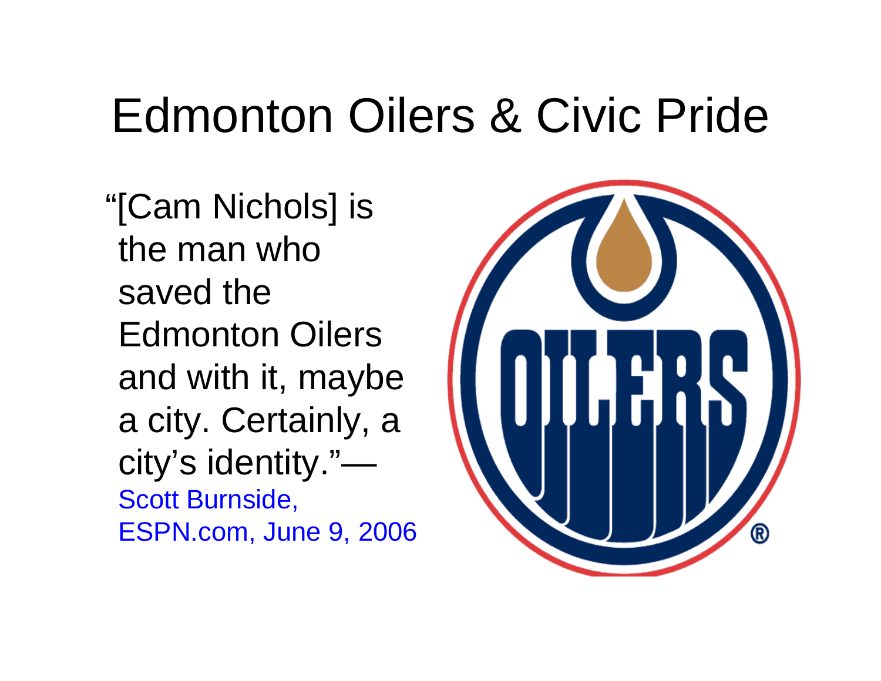# Edmonton Oilers & Civic Pride

"[Cam Nichols] is the man who saved the Edmonton Oilers and with it, maybe a city. Certainly, a city's identity."— Scott Burnside, ESPN.com, June 9, 2006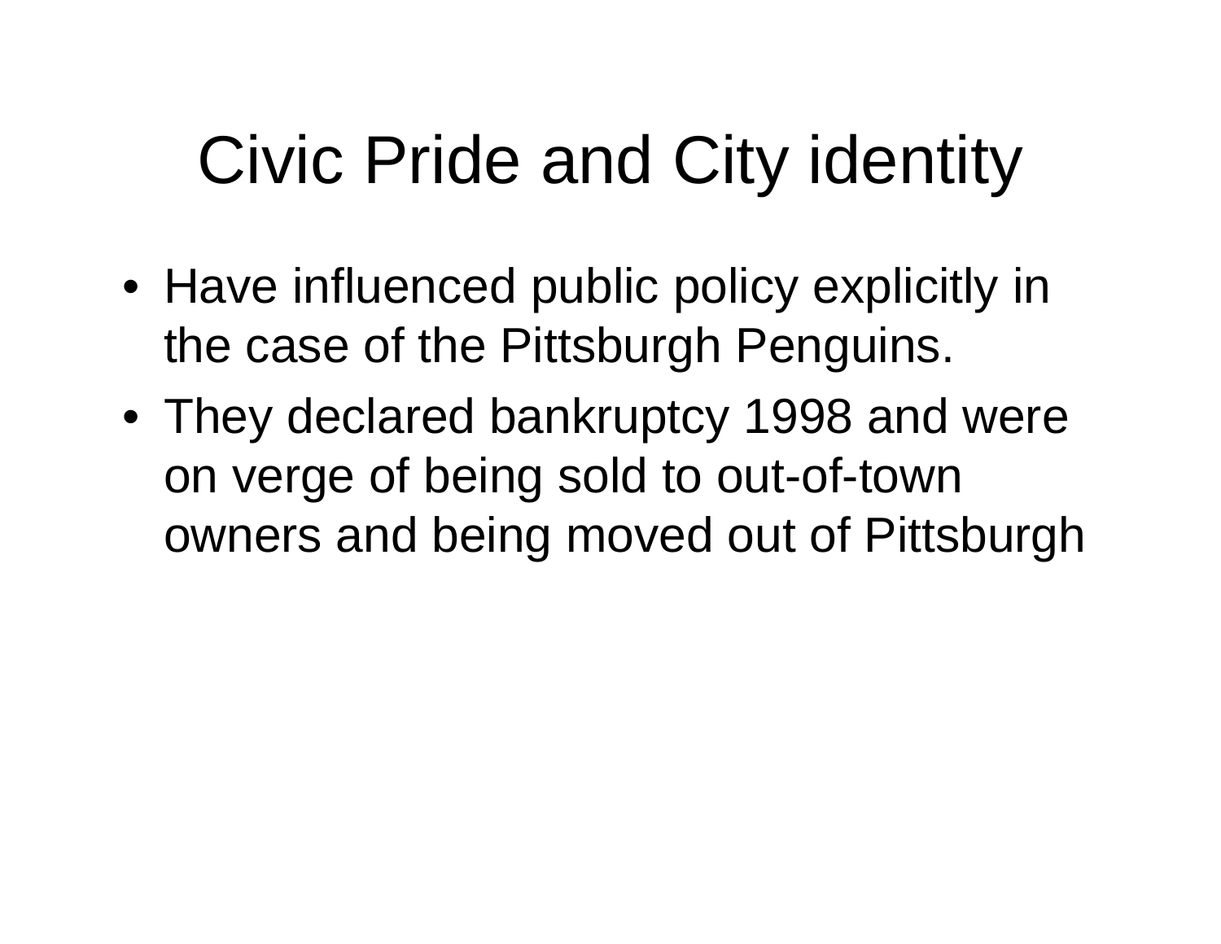# Civic Pride and City identity

- Have influenced public policy explicitly in the case of the Pittsburgh Penguins.
- They declared bankruptcy 1998 and were on verge of being sold to out-of-town owners and being moved out of Pittsburgh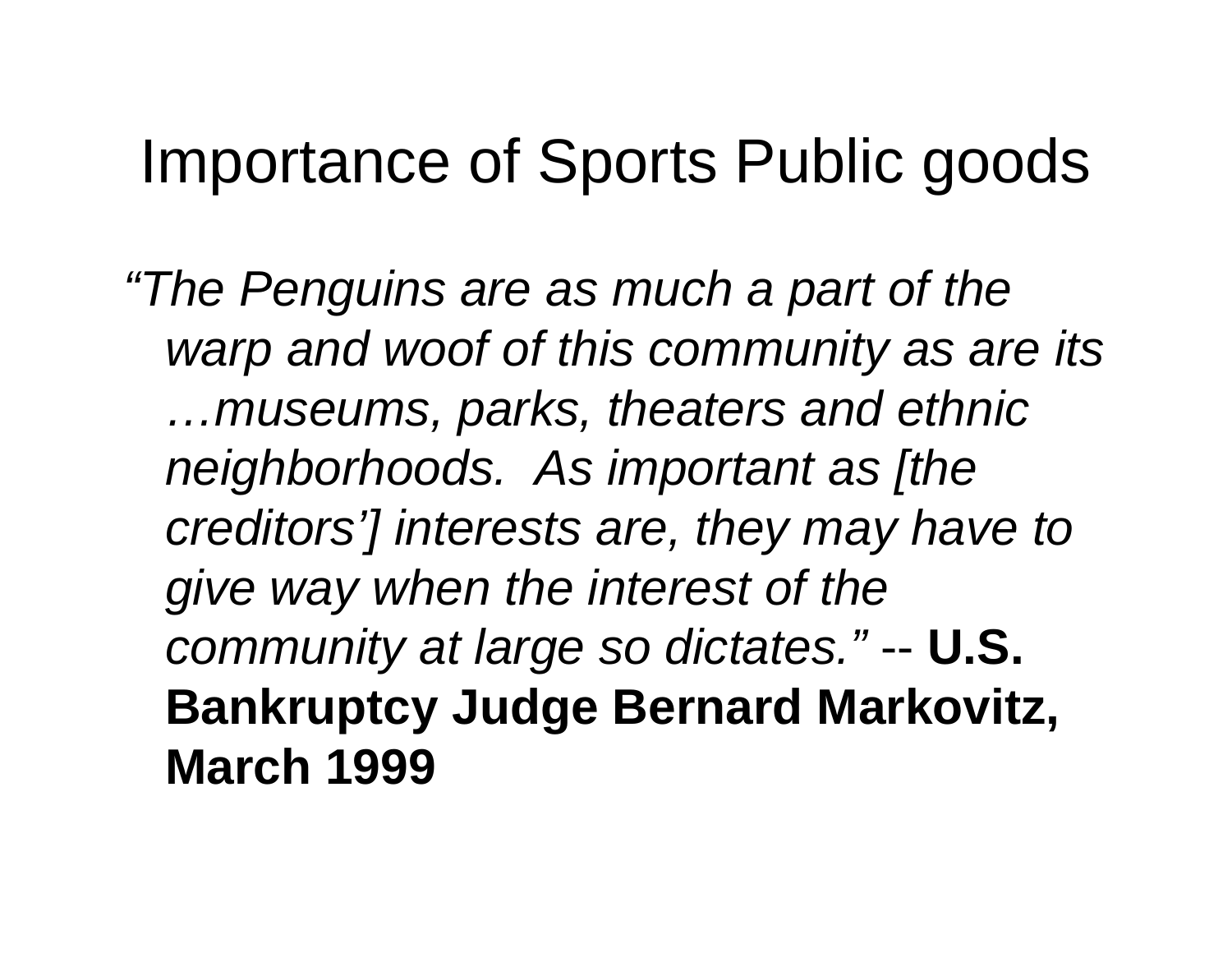# Importance of Sports Public goods

*"The Penguins are as much a part of the warp and woof of this community as are its …museums, parks, theaters and ethnic neighborhoods. As important as [the creditors'] interests are, they may have to give way when the interest of the community at large so dictates."* -- **U.S. Bankruptcy Judge Bernard Markovitz, March 1999**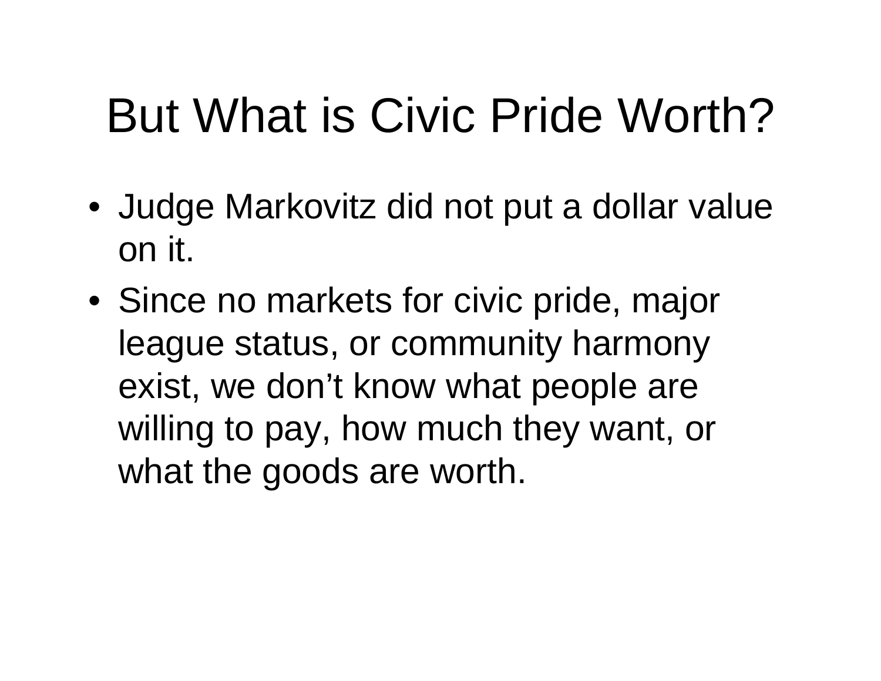# But What is Civic Pride Worth?

- Judge Markovitz did not put a dollar value on it.
- Since no markets for civic pride, major league status, or community harmony exist, we don't know what people are willing to pay, how much they want, or what the goods are worth.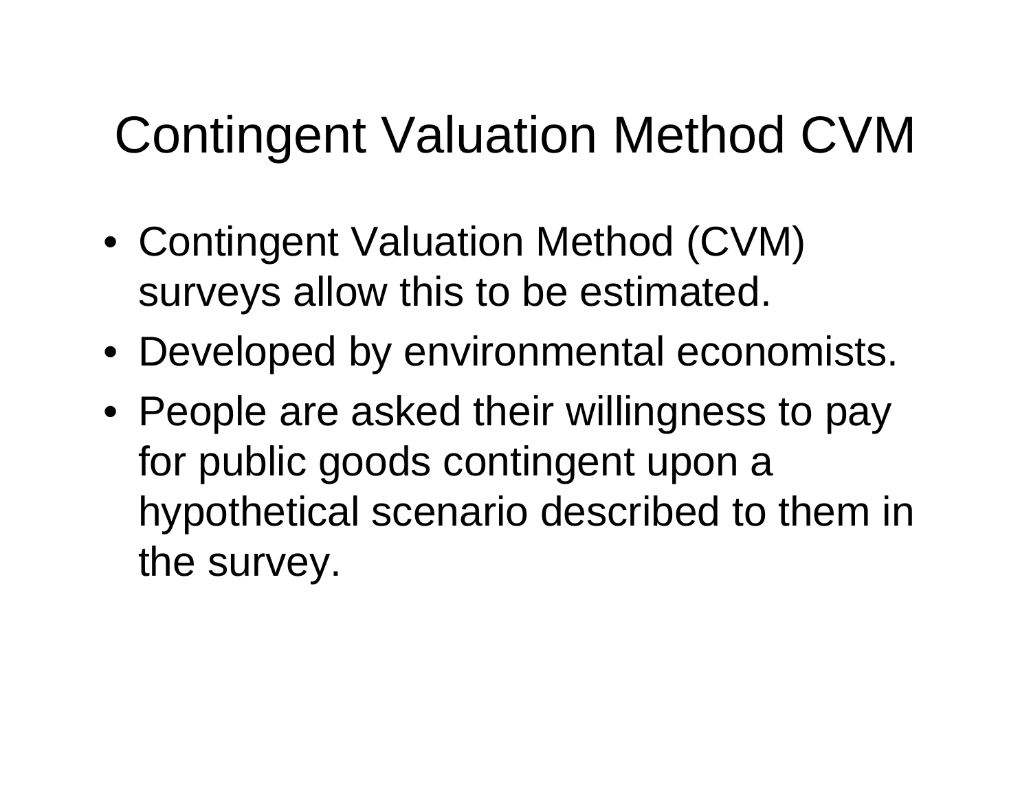# Contingent Valuation Method CVM

- Contingent Valuation Method (CVM) surveys allow this to be estimated.
- Developed by environmental economists.
- People are asked their willingness to pay for public goods contingent upon a hypothetical scenario described to them in the survey.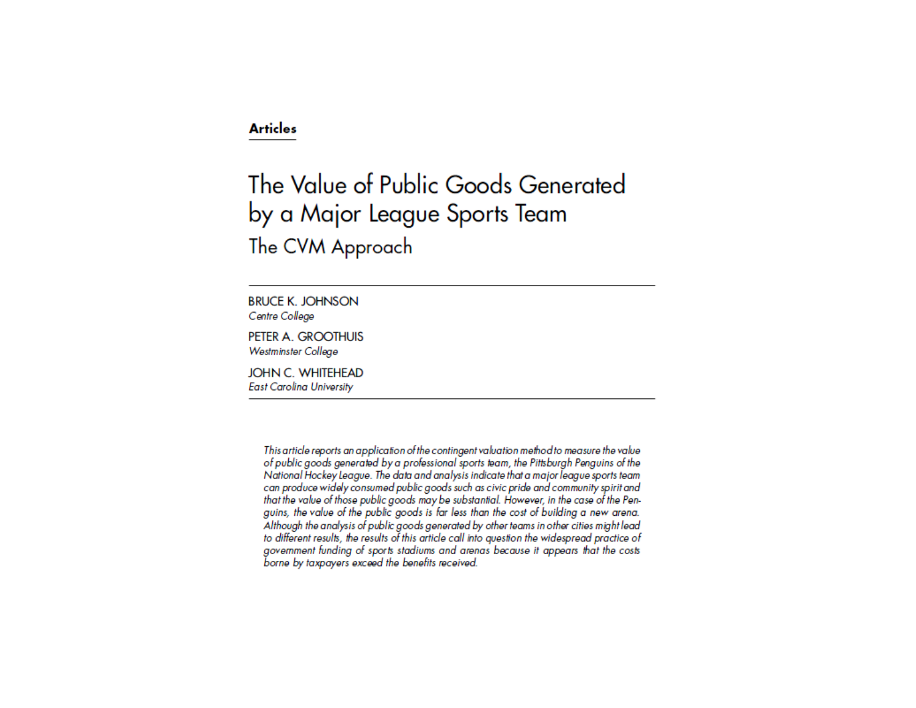**Articles**

# The Value of Public Goods Generated by a Major League Sports Team

## The CVM Approach

BRUCE K. JOHNSON
*Centre College*

PETER A. GROOTHUIS
*Westminster College*

JOHN C. WHITEHEAD
*East Carolina University*

*This article reports an application of the contingent valuation method to measure the value of public goods generated by a professional sports team, the Pittsburgh Penguins of the National Hockey League. The data and analysis indicate that a major league sports team can produce widely consumed public goods such as civic pride and community spirit and that the value of those public goods may be substantial. However, in the case of the Penguins, the value of the public goods is far less than the cost of building a new arena. Although the analysis of public goods generated by other teams in other cities might lead to different results, the results of this article call into question the widespread practice of government funding of sports stadiums and arenas because it appears that the costs borne by taxpayers exceed the benefits received.*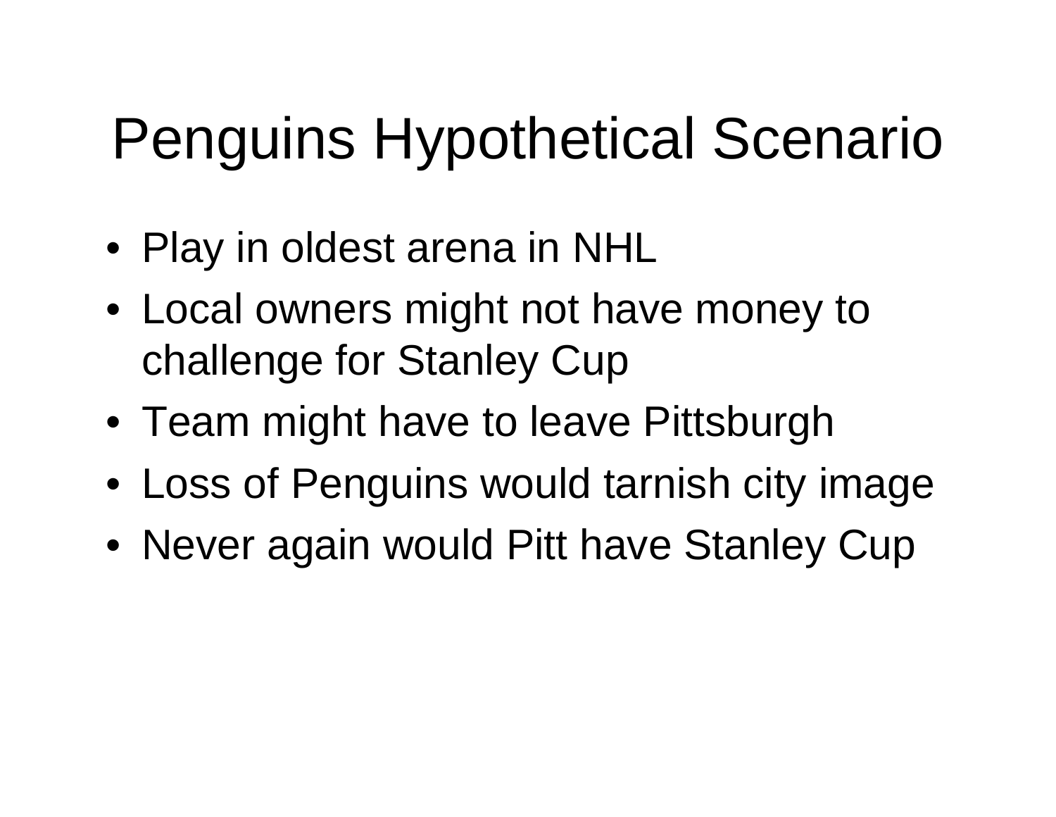# Penguins Hypothetical Scenario

- Play in oldest arena in NHL
- Local owners might not have money to challenge for Stanley Cup
- Team might have to leave Pittsburgh
- Loss of Penguins would tarnish city image
- Never again would Pitt have Stanley Cup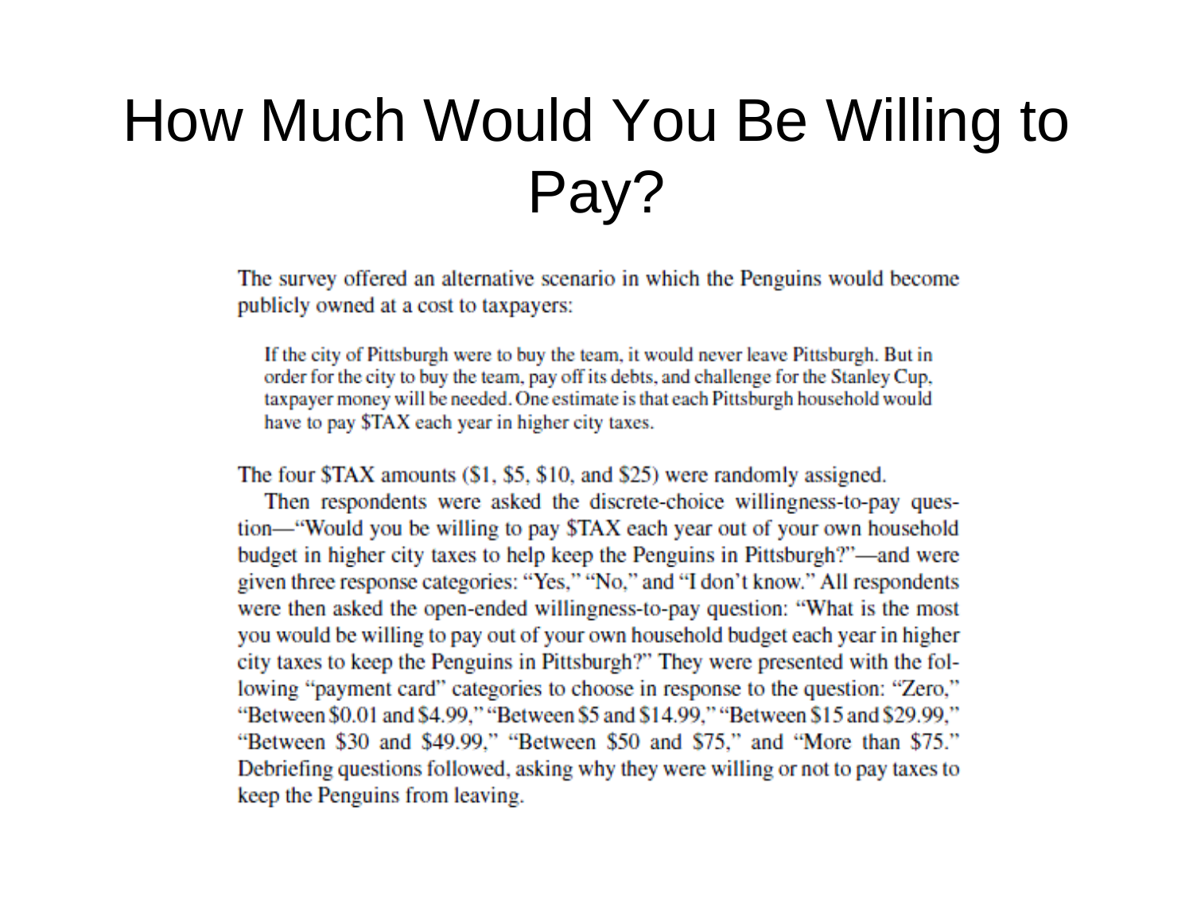# How Much Would You Be Willing to Pay?

The survey offered an alternative scenario in which the Penguins would become publicly owned at a cost to taxpayers:

> If the city of Pittsburgh were to buy the team, it would never leave Pittsburgh. But in order for the city to buy the team, pay off its debts, and challenge for the Stanley Cup, taxpayer money will be needed. One estimate is that each Pittsburgh household would have to pay $TAX each year in higher city taxes.

The four $TAX amounts ($1, $5, $10, and $25) were randomly assigned.

Then respondents were asked the discrete-choice willingness-to-pay question—"Would you be willing to pay $TAX each year out of your own household budget in higher city taxes to help keep the Penguins in Pittsburgh?"—and were given three response categories: "Yes," "No," and "I don't know." All respondents were then asked the open-ended willingness-to-pay question: "What is the most you would be willing to pay out of your own household budget each year in higher city taxes to keep the Penguins in Pittsburgh?" They were presented with the following "payment card" categories to choose in response to the question: "Zero," "Between $0.01 and $4.99," "Between $5 and $14.99," "Between $15 and $29.99," "Between $30 and $49.99," "Between $50 and $75," and "More than $75." Debriefing questions followed, asking why they were willing or not to pay taxes to keep the Penguins from leaving.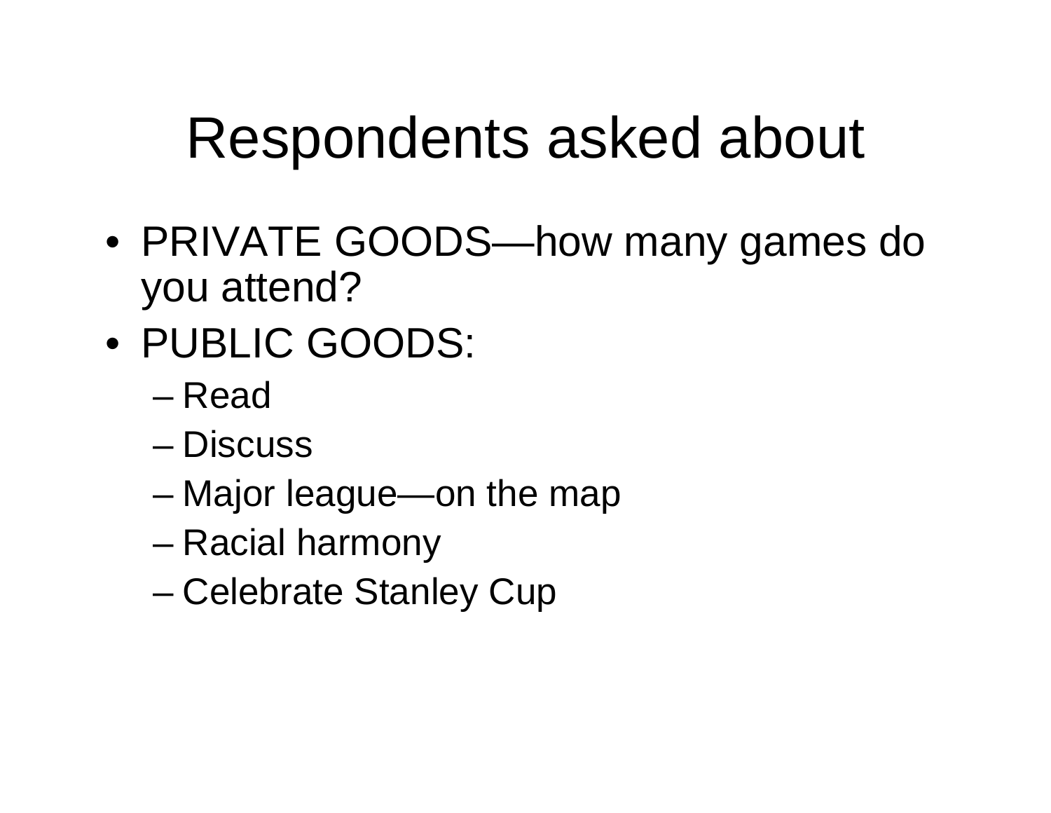# Respondents asked about

- PRIVATE GOODS—how many games do you attend?
- PUBLIC GOODS:
  - Read
  - Discuss
  - Major league—on the map
  - Racial harmony
  - Celebrate Stanley Cup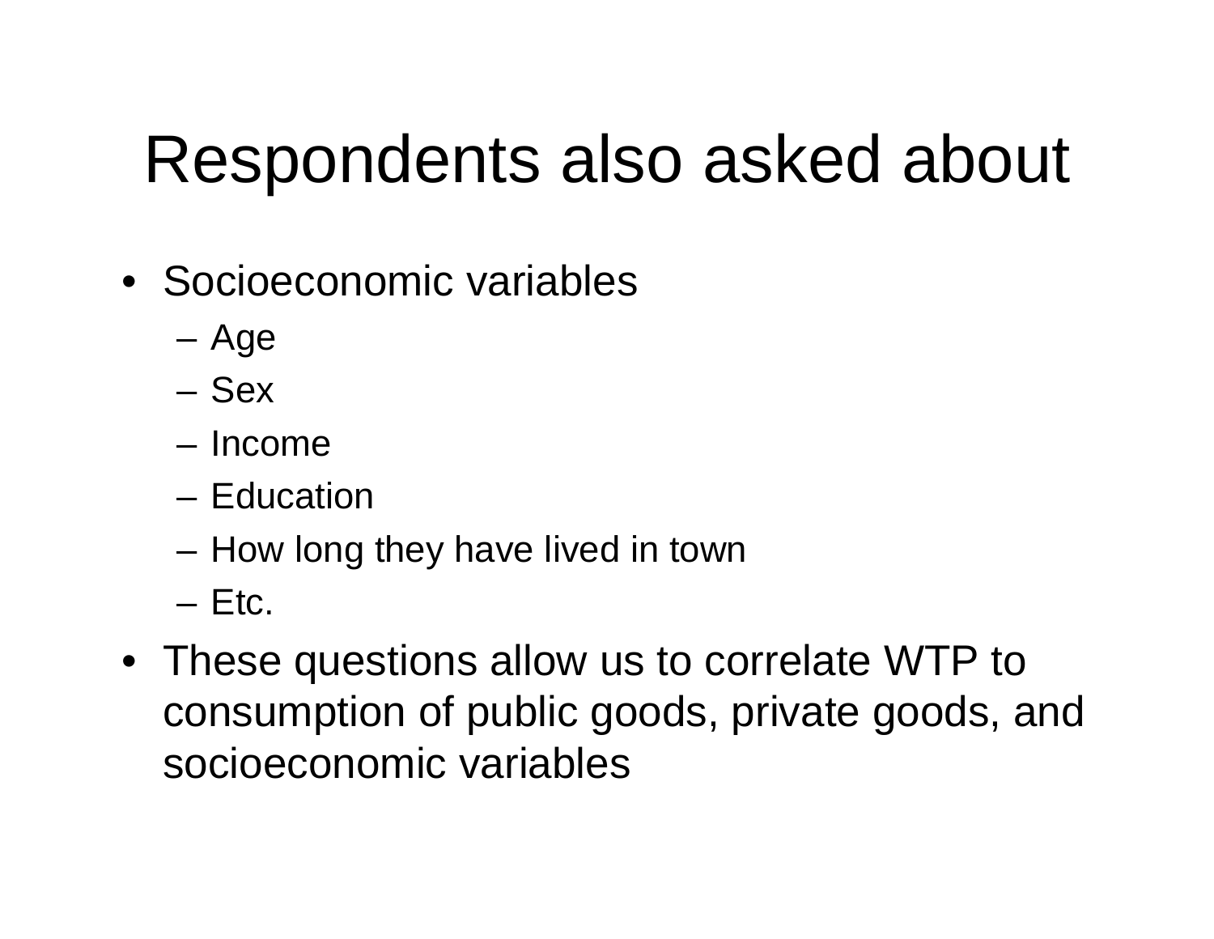# Respondents also asked about

- Socioeconomic variables
  - Age
  - Sex
  - Income
  - Education
  - How long they have lived in town
  - Etc.
- These questions allow us to correlate WTP to consumption of public goods, private goods, and socioeconomic variables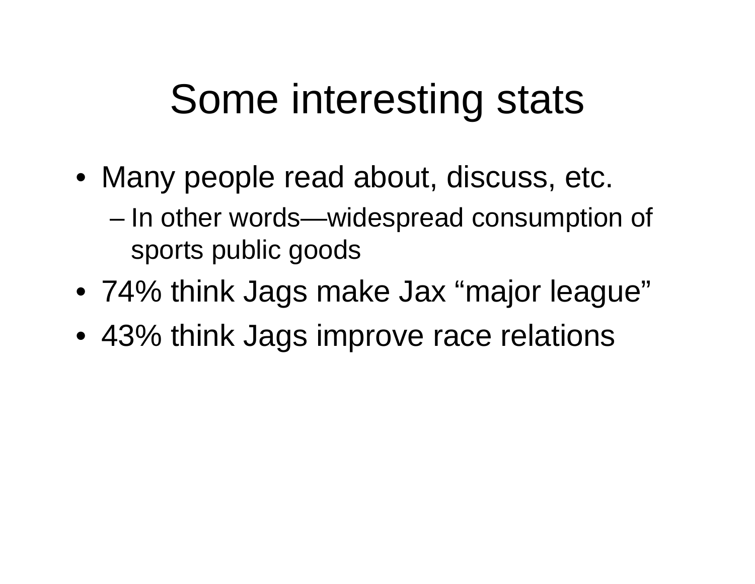# Some interesting stats

- Many people read about, discuss, etc.
  - In other words—widespread consumption of sports public goods
- 74% think Jags make Jax "major league"
- 43% think Jags improve race relations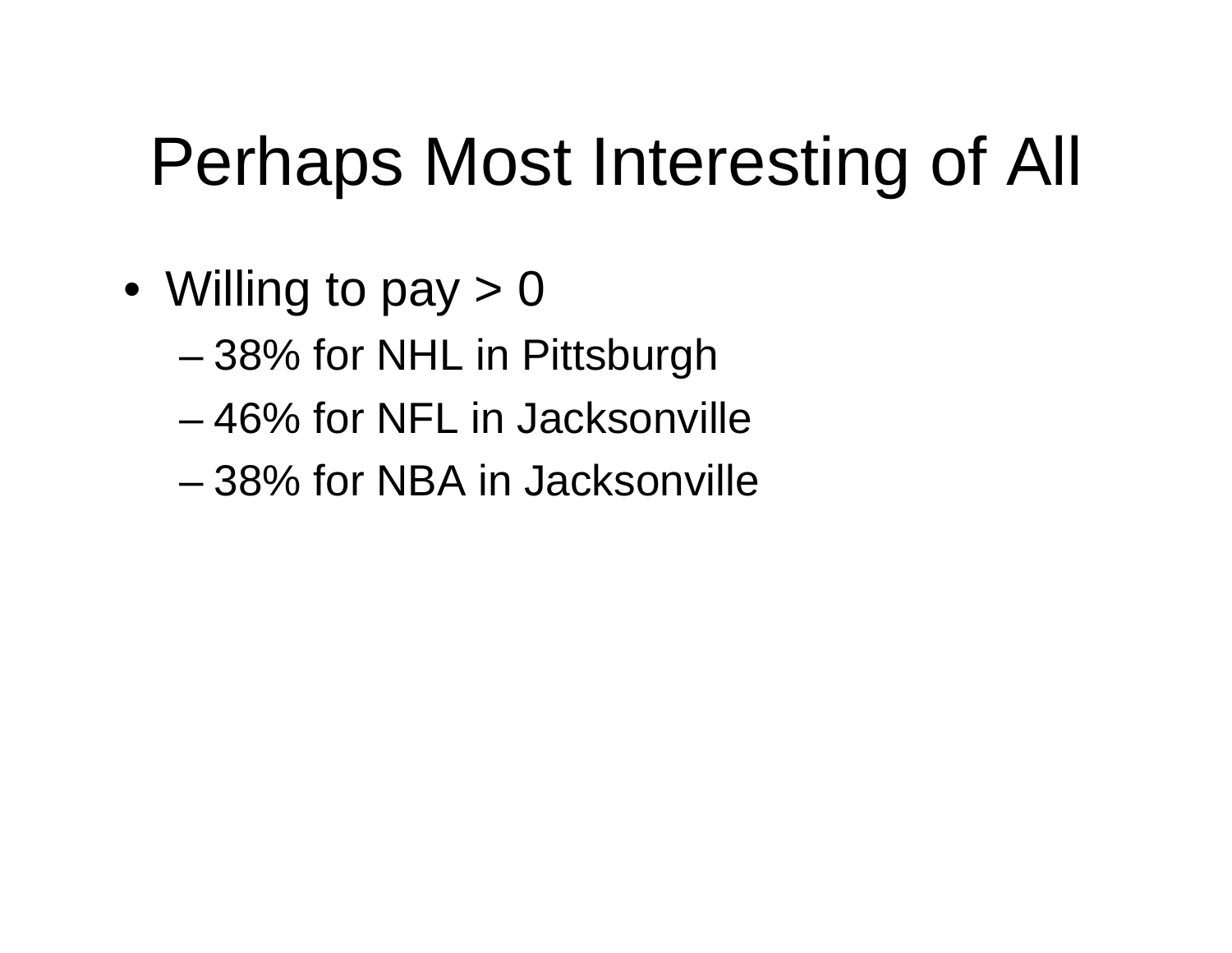# Perhaps Most Interesting of All

- Willing to pay > 0
  - 38% for NHL in Pittsburgh
  - 46% for NFL in Jacksonville
  - 38% for NBA in Jacksonville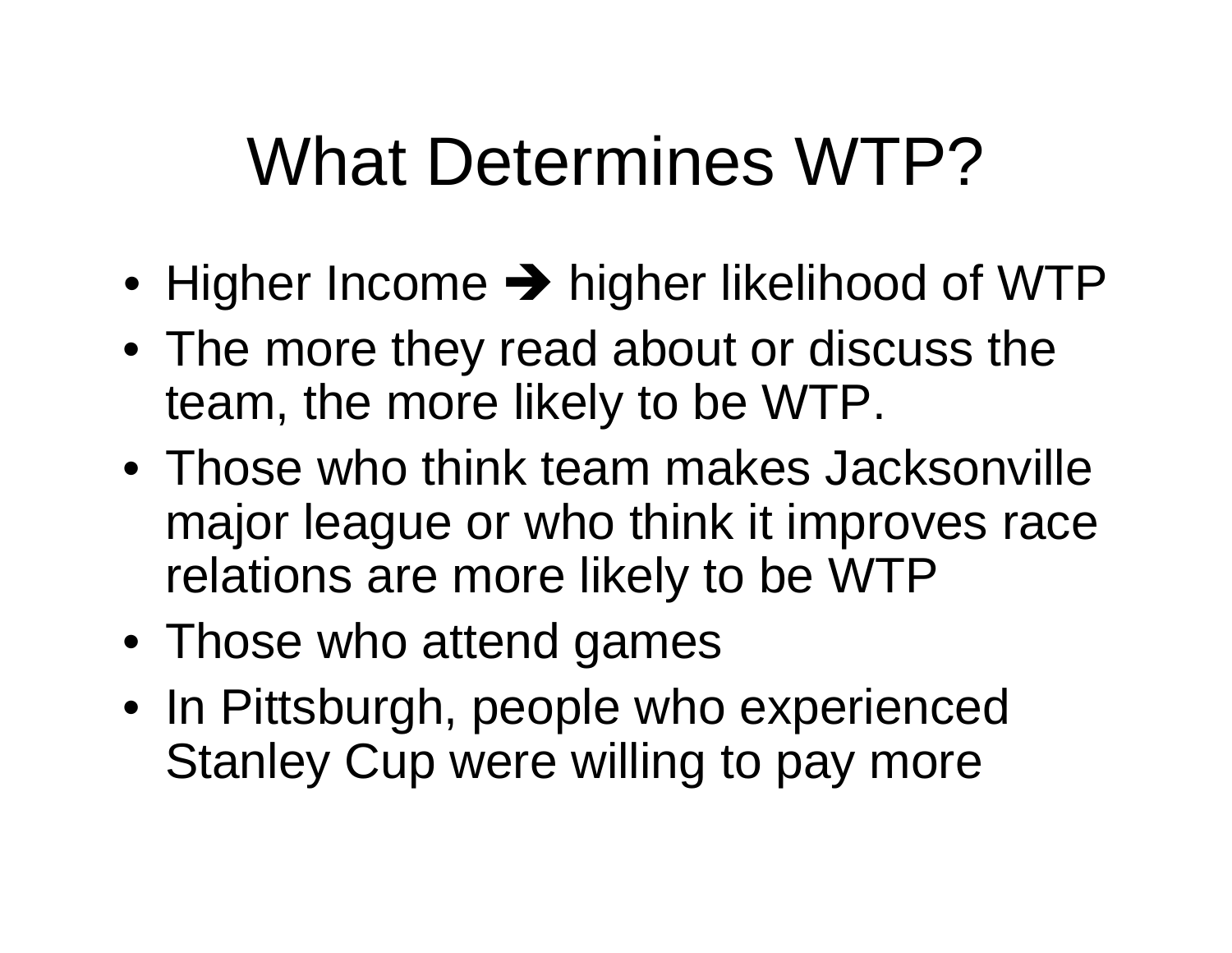# What Determines WTP?

- Higher Income ➔ higher likelihood of WTP
- The more they read about or discuss the team, the more likely to be WTP.
- Those who think team makes Jacksonville major league or who think it improves race relations are more likely to be WTP
- Those who attend games
- In Pittsburgh, people who experienced Stanley Cup were willing to pay more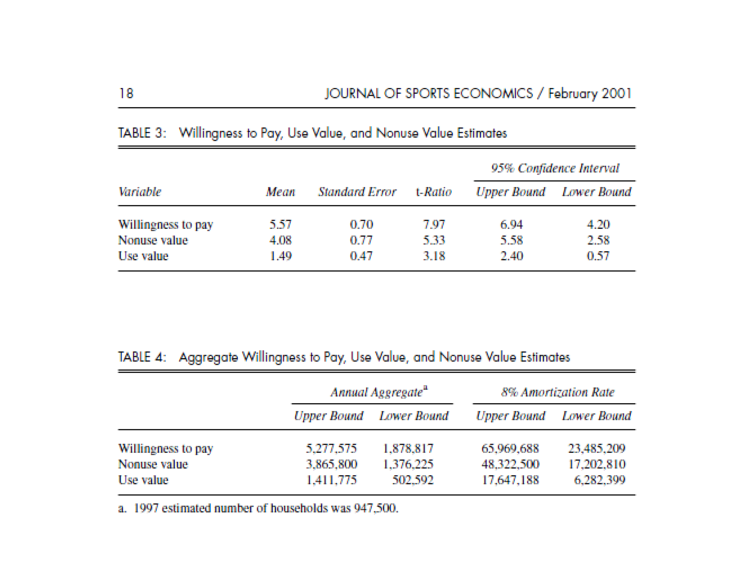TABLE 3: Willingness to Pay, Use Value, and Nonuse Value Estimates

| Variable | Mean | Standard Error | t-Ratio | 95% Confidence Interval | |
|---|---|---|---|---|---|
| | | | | *Upper Bound* | *Lower Bound* |
| Willingness to pay | 5.57 | 0.70 | 7.97 | 6.94 | 4.20 |
| Nonuse value | 4.08 | 0.77 | 5.33 | 5.58 | 2.58 |
| Use value | 1.49 | 0.47 | 3.18 | 2.40 | 0.57 |

TABLE 4: Aggregate Willingness to Pay, Use Value, and Nonuse Value Estimates

| | *Annual Aggregate*[a] | | *8% Amortization Rate* | |
|---|---|---|---|---|
| | *Upper Bound* | *Lower Bound* | *Upper Bound* | *Lower Bound* |
| Willingness to pay | 5,277,575 | 1,878,817 | 65,969,688 | 23,485,209 |
| Nonuse value | 3,865,800 | 1,376,225 | 48,322,500 | 17,202,810 |
| Use value | 1,411,775 | 502,592 | 17,647,188 | 6,282,399 |

a. 1997 estimated number of households was 947,500.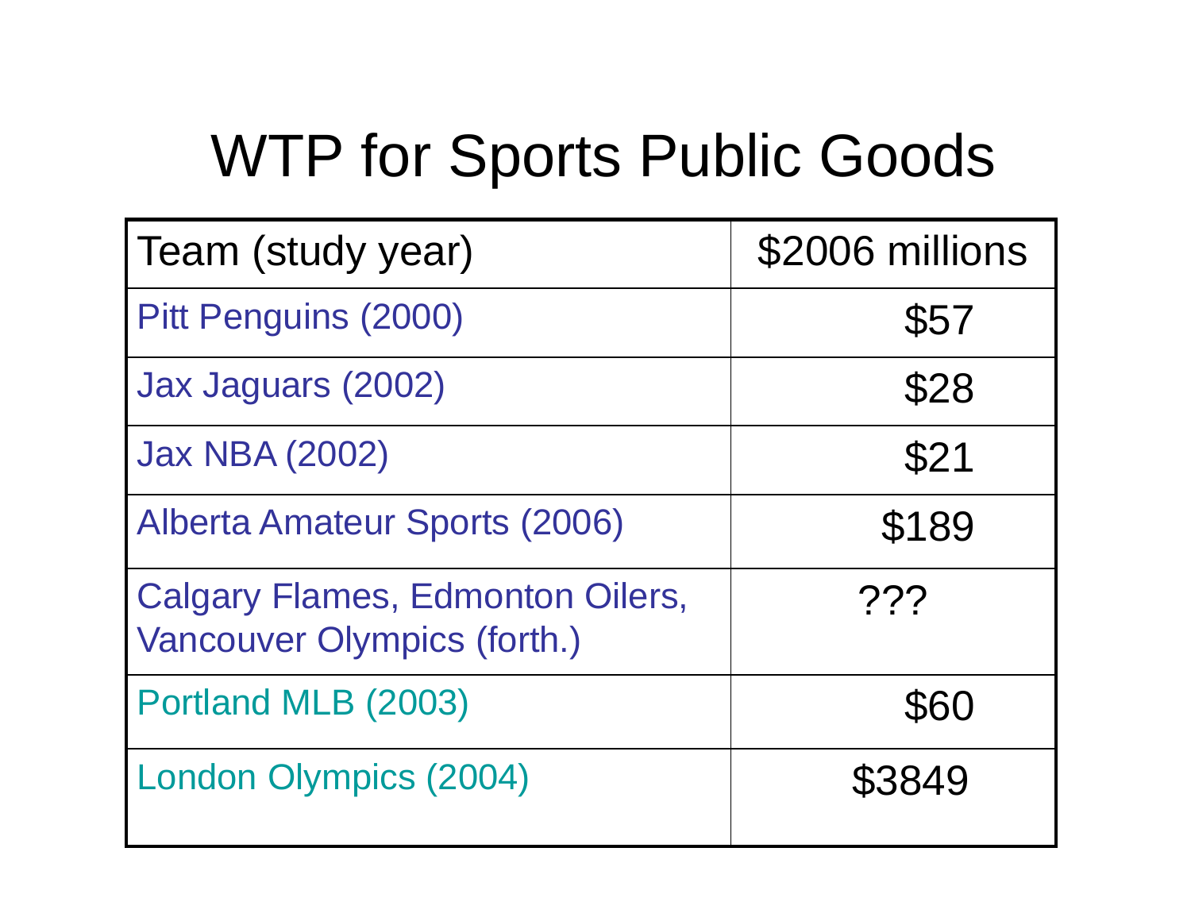# WTP for Sports Public Goods

| Team (study year) | $2006 millions |
|---|---|
| Pitt Penguins (2000) | $57 |
| Jax Jaguars (2002) | $28 |
| Jax NBA (2002) | $21 |
| Alberta Amateur Sports (2006) | $189 |
| Calgary Flames, Edmonton Oilers, Vancouver Olympics (forth.) | ??? |
| Portland MLB (2003) | $60 |
| London Olympics (2004) | $3849 |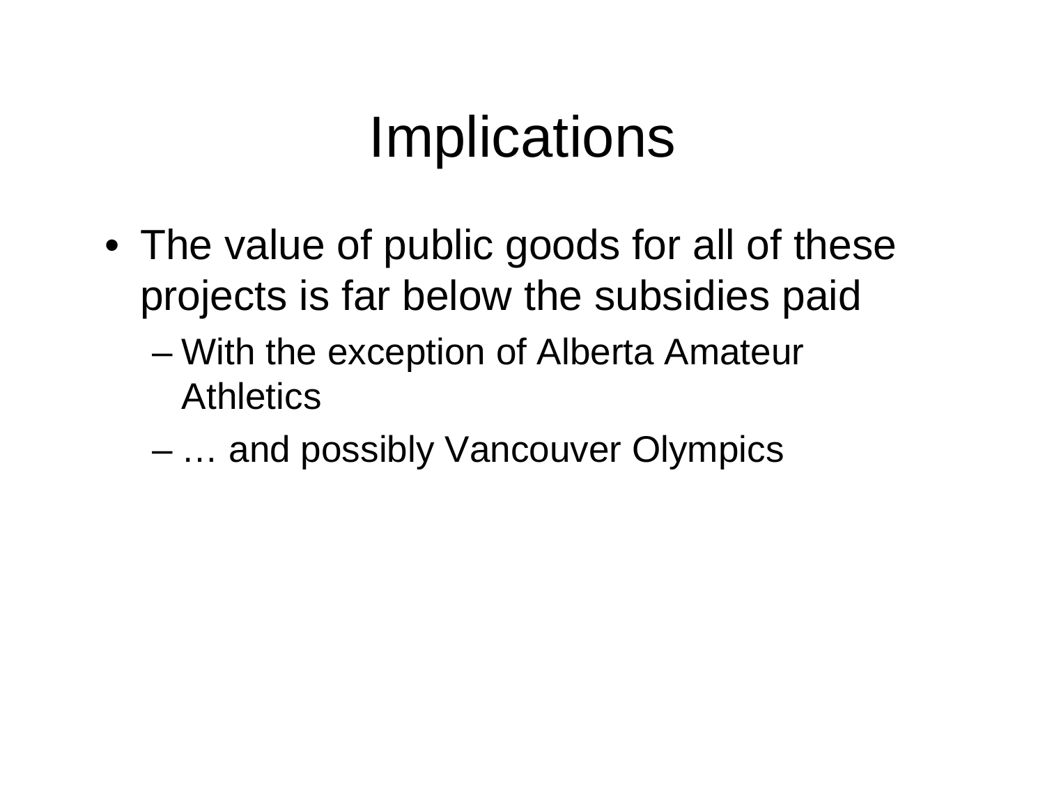# Implications

- The value of public goods for all of these projects is far below the subsidies paid
  - With the exception of Alberta Amateur Athletics
  - … and possibly Vancouver Olympics